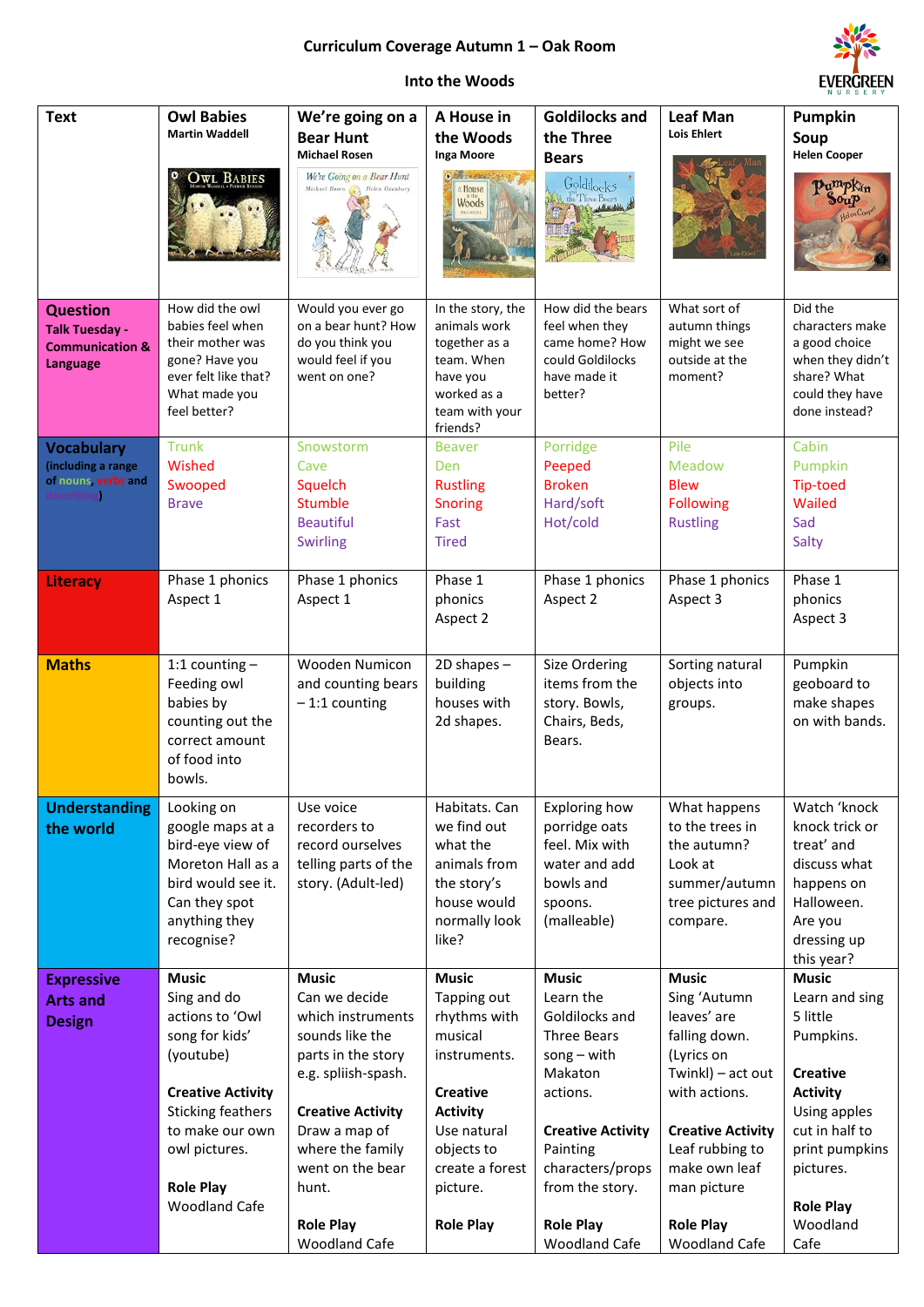**Curriculum Coverage Autumn 1 – Oak Room**

**Into the Woods**

| **Text** | **Owl Babies** Martin Waddell | **We're going on a Bear Hunt** Michael Rosen | **A House in the Woods** Inga Moore | **Goldilocks and the Three Bears** | **Leaf Man** Lois Ehlert | **Pumpkin Soup** Helen Cooper |
|---|---|---|---|---|---|---|
| **Question** **Talk Tuesday - Communication & Language** | How did the owl babies feel when their mother was gone? Have you ever felt like that? What made you feel better? | Would you ever go on a bear hunt? How do you think you would feel if you went on one? | In the story, the animals work together as a team. When have you worked as a team with your friends? | How did the bears feel when they came home? How could Goldilocks have made it better? | What sort of autumn things might we see outside at the moment? | Did the characters make a good choice when they didn't share? What could they have done instead? |
| **Vocabulary** (including a range of nouns, verbs and describing) | Trunk<br>Wished<br>Swooped<br>Brave | Snowstorm<br>Cave<br>Squelch<br>Stumble<br>Beautiful<br>Swirling | Beaver<br>Den<br>Rustling<br>Snoring<br>Fast<br>Tired | Porridge<br>Peeped<br>Broken<br>Hard/soft<br>Hot/cold | Pile<br>Meadow<br>Blew<br>Following<br>Rustling | Cabin<br>Pumpkin<br>Tip-toed<br>Wailed<br>Sad<br>Salty |
| **Literacy** | Phase 1 phonics Aspect 1 | Phase 1 phonics Aspect 1 | Phase 1 phonics Aspect 2 | Phase 1 phonics Aspect 2 | Phase 1 phonics Aspect 3 | Phase 1 phonics Aspect 3 |
| **Maths** | 1:1 counting – Feeding owl babies by counting out the correct amount of food into bowls. | Wooden Numicon and counting bears – 1:1 counting | 2D shapes – building houses with 2d shapes. | Size Ordering items from the story. Bowls, Chairs, Beds, Bears. | Sorting natural objects into groups. | Pumpkin geoboard to make shapes on with bands. |
| **Understanding the world** | Looking on google maps at a bird-eye view of Moreton Hall as a bird would see it. Can they spot anything they recognize? | Use voice recorders to record ourselves telling parts of the story. (Adult-led) | Habitats. Can we find out what the animals from the story's house would normally look like? | Exploring how porridge oats feel. Mix with water and add bowls and spoons. (malleable) | What happens to the trees in the autumn? Look at summer/autumn tree pictures and compare. | Watch 'knock knock trick or treat' and discuss what happens on Halloween. Are you dressing up this year? |
| **Expressive Arts and Design** | **Music**<br>Sing and do actions to 'Owl song for kids' (youtube)<br><br>**Creative Activity**<br>Sticking feathers to make our own owl pictures.<br><br>**Role Play**<br>Woodland Cafe | **Music**<br>Can we decide which instruments sounds like the parts in the story e.g. spliish-spash.<br><br>**Creative Activity**<br>Draw a map of where the family went on the bear hunt.<br><br>**Role Play**<br>Woodland Cafe | **Music**<br>Tapping out rhythms with musical instruments.<br><br>**Creative Activity**<br>Use natural objects to create a forest picture.<br><br>**Role Play** | **Music**<br>Learn the Goldilocks and Three Bears song – with Makaton actions.<br><br>**Creative Activity**<br>Painting characters/props from the story.<br><br>**Role Play**<br>Woodland Cafe | **Music**<br>Sing 'Autumn leaves' are falling down. (Lyrics on Twinkl) – act out with actions.<br><br>**Creative Activity**<br>Leaf rubbing to make own leaf man picture<br><br>**Role Play**<br>Woodland Cafe | **Music**<br>Learn and sing 5 little Pumpkins.<br><br>**Creative Activity**<br>Using apples cut in half to print pumpkins pictures.<br><br>**Role Play**<br>Woodland Cafe |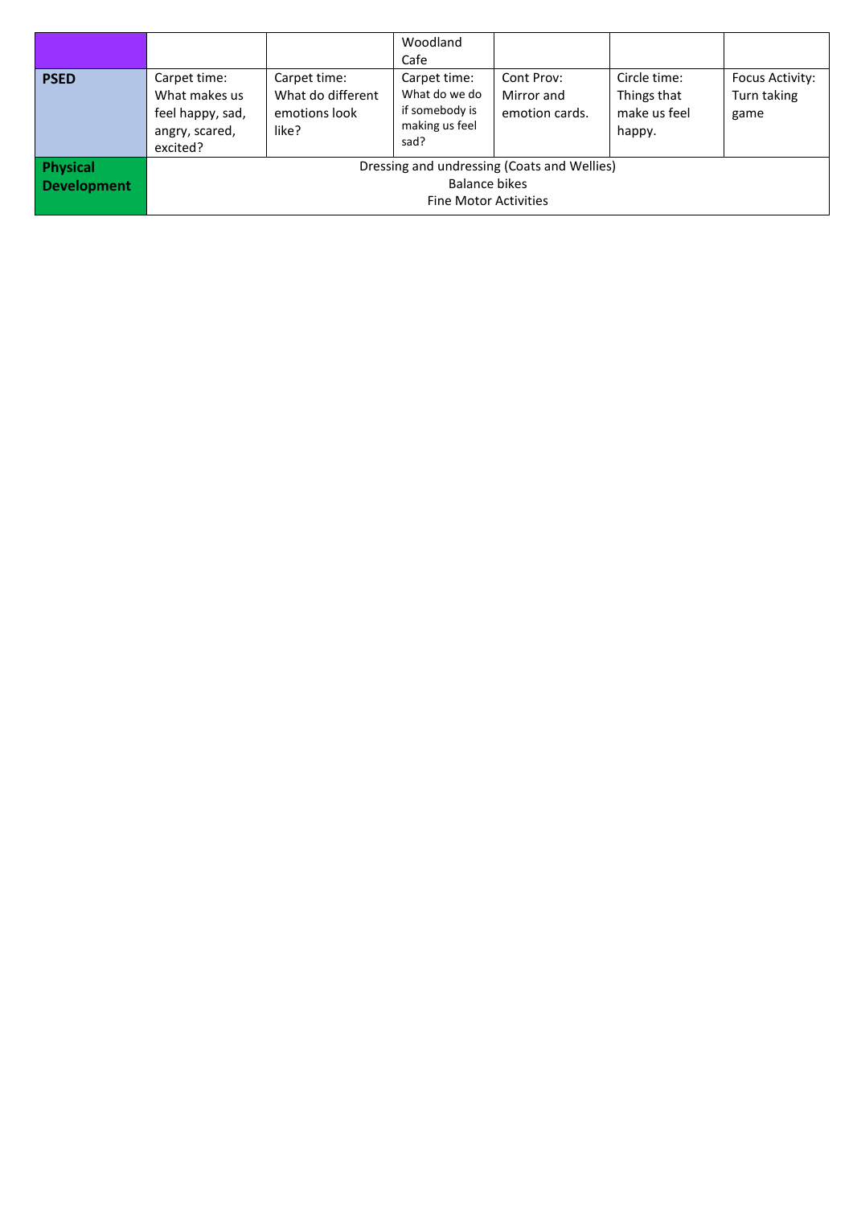| | | | | | | |
|---|---|---|---|---|---|---|
| | | | Woodland Cafe | | | |
| **PSED** | Carpet time: What makes us feel happy, sad, angry, scared, excited? | Carpet time: What do different emotions look like? | Carpet time: What do we do if somebody is making us feel sad? | Cont Prov: Mirror and emotion cards. | Circle time: Things that make us feel happy. | Focus Activity: Turn taking game |
| **Physical Development** | Dressing and undressing (Coats and Wellies)<br>Balance bikes<br>Fine Motor Activities | | | | | |